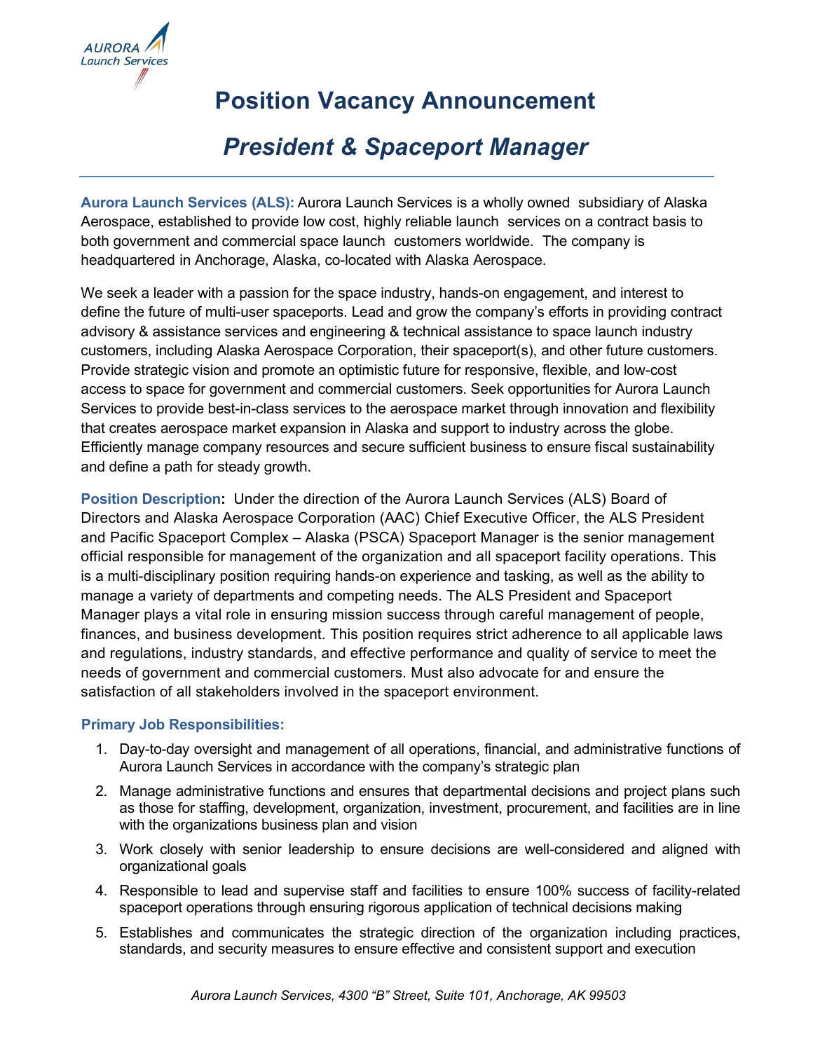# Position Vacancy Announcement

## *President & Spaceport Manager*

**Aurora Launch Services (ALS):** Aurora Launch Services is a wholly owned subsidiary of Alaska Aerospace, established to provide low cost, highly reliable launch services on a contract basis to both government and commercial space launch customers worldwide. The company is headquartered in Anchorage, Alaska, co-located with Alaska Aerospace.

We seek a leader with a passion for the space industry, hands-on engagement, and interest to define the future of multi-user spaceports. Lead and grow the company's efforts in providing contract advisory & assistance services and engineering & technical assistance to space launch industry customers, including Alaska Aerospace Corporation, their spaceport(s), and other future customers. Provide strategic vision and promote an optimistic future for responsive, flexible, and low-cost access to space for government and commercial customers. Seek opportunities for Aurora Launch Services to provide best-in-class services to the aerospace market through innovation and flexibility that creates aerospace market expansion in Alaska and support to industry across the globe. Efficiently manage company resources and secure sufficient business to ensure fiscal sustainability and define a path for steady growth.

**Position Description:** Under the direction of the Aurora Launch Services (ALS) Board of Directors and Alaska Aerospace Corporation (AAC) Chief Executive Officer, the ALS President and Pacific Spaceport Complex – Alaska (PSCA) Spaceport Manager is the senior management official responsible for management of the organization and all spaceport facility operations. This is a multi-disciplinary position requiring hands-on experience and tasking, as well as the ability to manage a variety of departments and competing needs. The ALS President and Spaceport Manager plays a vital role in ensuring mission success through careful management of people, finances, and business development. This position requires strict adherence to all applicable laws and regulations, industry standards, and effective performance and quality of service to meet the needs of government and commercial customers. Must also advocate for and ensure the satisfaction of all stakeholders involved in the spaceport environment.

**Primary Job Responsibilities:**

1. Day-to-day oversight and management of all operations, financial, and administrative functions of Aurora Launch Services in accordance with the company's strategic plan
2. Manage administrative functions and ensures that departmental decisions and project plans such as those for staffing, development, organization, investment, procurement, and facilities are in line with the organizations business plan and vision
3. Work closely with senior leadership to ensure decisions are well-considered and aligned with organizational goals
4. Responsible to lead and supervise staff and facilities to ensure 100% success of facility-related spaceport operations through ensuring rigorous application of technical decisions making
5. Establishes and communicates the strategic direction of the organization including practices, standards, and security measures to ensure effective and consistent support and execution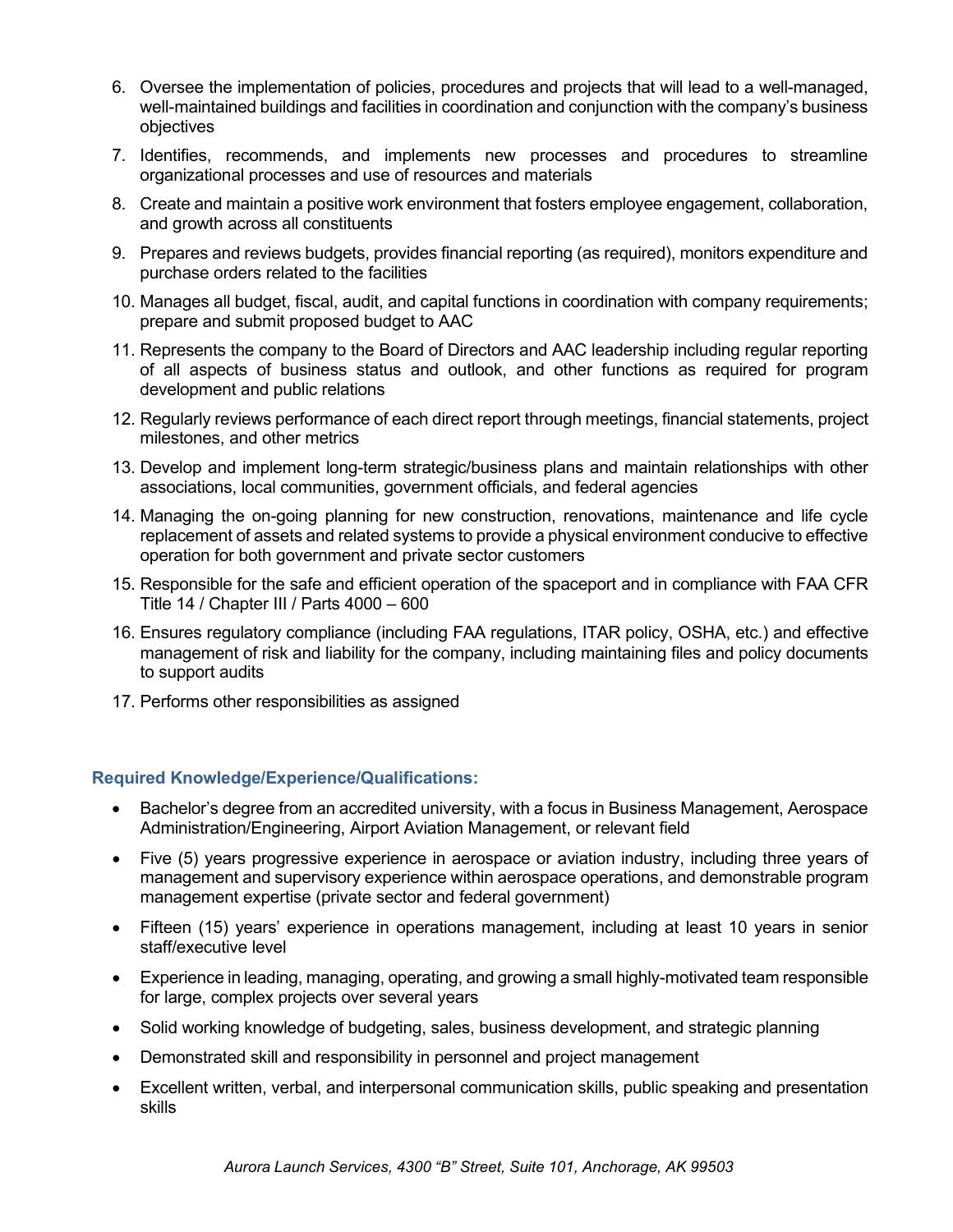6. Oversee the implementation of policies, procedures and projects that will lead to a well-managed, well-maintained buildings and facilities in coordination and conjunction with the company's business objectives
7. Identifies, recommends, and implements new processes and procedures to streamline organizational processes and use of resources and materials
8. Create and maintain a positive work environment that fosters employee engagement, collaboration, and growth across all constituents
9. Prepares and reviews budgets, provides financial reporting (as required), monitors expenditure and purchase orders related to the facilities
10. Manages all budget, fiscal, audit, and capital functions in coordination with company requirements; prepare and submit proposed budget to AAC
11. Represents the company to the Board of Directors and AAC leadership including regular reporting of all aspects of business status and outlook, and other functions as required for program development and public relations
12. Regularly reviews performance of each direct report through meetings, financial statements, project milestones, and other metrics
13. Develop and implement long-term strategic/business plans and maintain relationships with other associations, local communities, government officials, and federal agencies
14. Managing the on-going planning for new construction, renovations, maintenance and life cycle replacement of assets and related systems to provide a physical environment conducive to effective operation for both government and private sector customers
15. Responsible for the safe and efficient operation of the spaceport and in compliance with FAA CFR Title 14 / Chapter III / Parts 4000 – 600
16. Ensures regulatory compliance (including FAA regulations, ITAR policy, OSHA, etc.) and effective management of risk and liability for the company, including maintaining files and policy documents to support audits
17. Performs other responsibilities as assigned

### Required Knowledge/Experience/Qualifications:

- Bachelor's degree from an accredited university, with a focus in Business Management, Aerospace Administration/Engineering, Airport Aviation Management, or relevant field
- Five (5) years progressive experience in aerospace or aviation industry, including three years of management and supervisory experience within aerospace operations, and demonstrable program management expertise (private sector and federal government)
- Fifteen (15) years' experience in operations management, including at least 10 years in senior staff/executive level
- Experience in leading, managing, operating, and growing a small highly-motivated team responsible for large, complex projects over several years
- Solid working knowledge of budgeting, sales, business development, and strategic planning
- Demonstrated skill and responsibility in personnel and project management
- Excellent written, verbal, and interpersonal communication skills, public speaking and presentation skills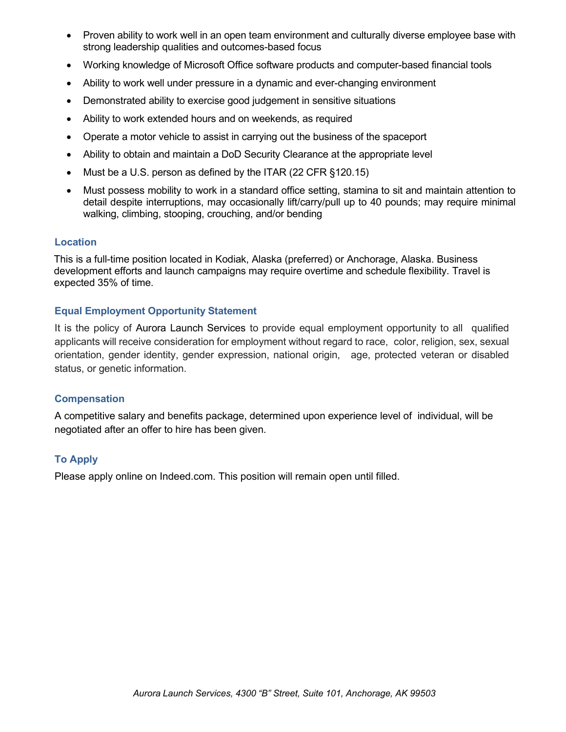- Proven ability to work well in an open team environment and culturally diverse employee base with strong leadership qualities and outcomes-based focus
- Working knowledge of Microsoft Office software products and computer-based financial tools
- Ability to work well under pressure in a dynamic and ever-changing environment
- Demonstrated ability to exercise good judgement in sensitive situations
- Ability to work extended hours and on weekends, as required
- Operate a motor vehicle to assist in carrying out the business of the spaceport
- Ability to obtain and maintain a DoD Security Clearance at the appropriate level
- Must be a U.S. person as defined by the ITAR (22 CFR §120.15)
- Must possess mobility to work in a standard office setting, stamina to sit and maintain attention to detail despite interruptions, may occasionally lift/carry/pull up to 40 pounds; may require minimal walking, climbing, stooping, crouching, and/or bending

### Location

This is a full-time position located in Kodiak, Alaska (preferred) or Anchorage, Alaska. Business development efforts and launch campaigns may require overtime and schedule flexibility. Travel is expected 35% of time.

### Equal Employment Opportunity Statement

It is the policy of Aurora Launch Services to provide equal employment opportunity to all qualified applicants will receive consideration for employment without regard to race, color, religion, sex, sexual orientation, gender identity, gender expression, national origin, age, protected veteran or disabled status, or genetic information.

### Compensation

A competitive salary and benefits package, determined upon experience level of individual, will be negotiated after an offer to hire has been given.

### To Apply

Please apply online on Indeed.com. This position will remain open until filled.

*Aurora Launch Services, 4300 "B" Street, Suite 101, Anchorage, AK 99503*